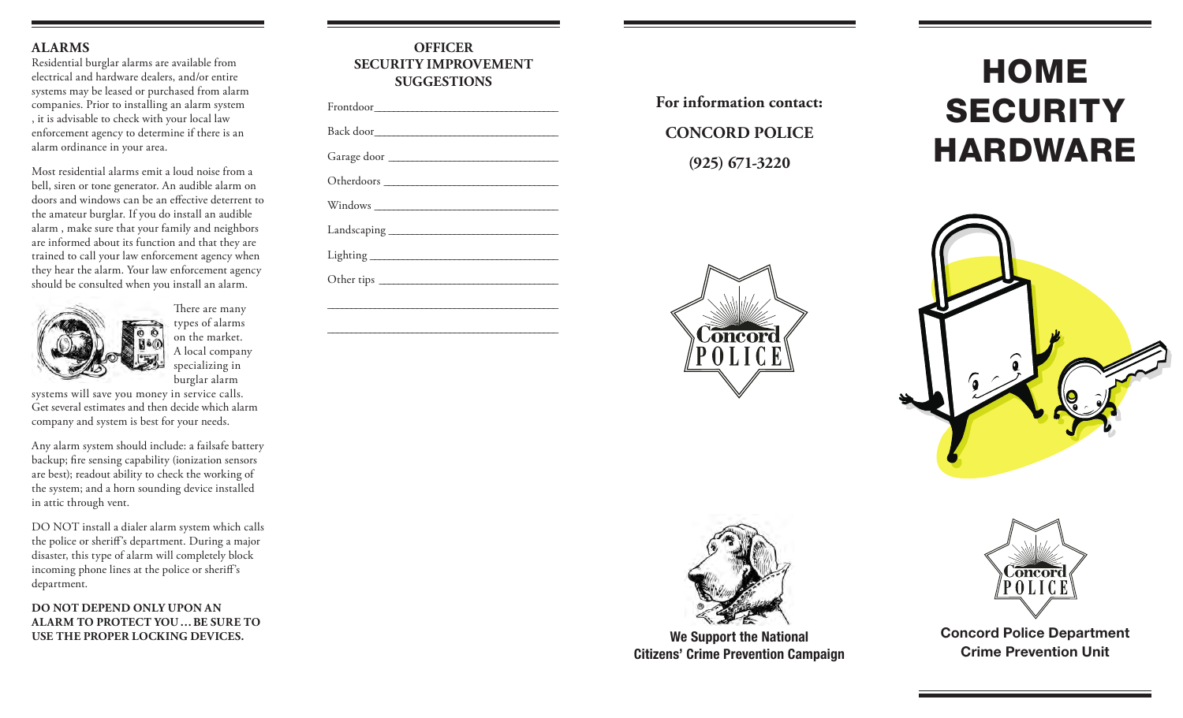## ALARMS

Residential burglar alarms are available from electrical and hardware dealers, and/or entire systems may be leased or purchased from alarm companies. Prior to installing an alarm system , it is advisable to check with your local law enforcement agency to determine if there is an alarm ordinance in your area.

Most residential alarms emit a loud noise from a bell, siren or tone generator. An audible alarm on doors and windows can be an effective deterrent to the amateur burglar. If you do install an audible alarm , make sure that your family and neighbors are informed about its function and that they are trained to call your law enforcement agency when they hear the alarm. Your law enforcement agency should be consulted when you install an alarm.

There are many types of alarms on the market. A local company specializing in burglar alarm systems will save you money in service calls. Get several estimates and then decide which alarm company and system is best for your needs.

Any alarm system should include: a failsafe battery backup; fire sensing capability (ionization sensors are best); readout ability to check the working of the system; and a horn sounding device installed in attic through vent.

DO NOT install a dialer alarm system which calls the police or sheriff's department. During a major disaster, this type of alarm will completely block incoming phone lines at the police or sheriff's department.

**DO NOT DEPEND ONLY UPON AN ALARM TO PROTECT YOU ... BE SURE TO USE THE PROPER LOCKING DEVICES.**

## OFFICER SECURITY IMPROVEMENT SUGGESTIONS

Frontdoor_______________________________

Back door_______________________________

Garage door ____________________________

Otherdoors _____________________________

Windows _______________________________

Landscaping ____________________________

Lighting ________________________________

Other tips _______________________________

________________________________________

________________________________________

**For information contact:**

**CONCORD POLICE**

**(925) 671-3220**

**We Support the National Citizens' Crime Prevention Campaign**

# HOME SECURITY HARDWARE

**Concord Police Department**
**Crime Prevention Unit**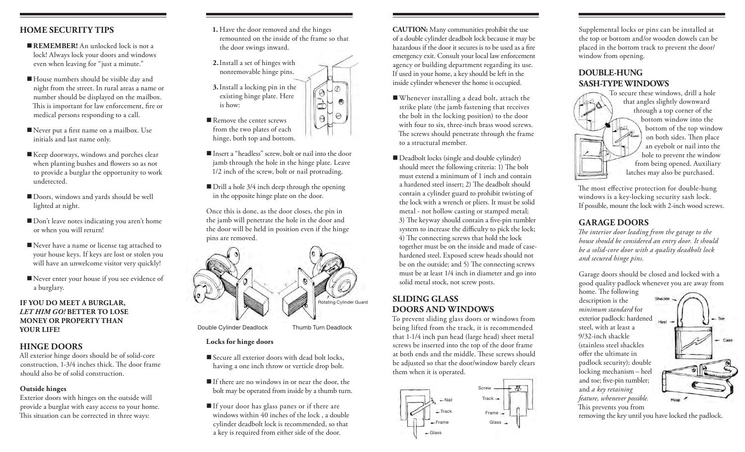## HOME SECURITY TIPS

- **REMEMBER!** An unlocked lock is not a lock! Always lock your doors and windows even when leaving for "just a minute."
- House numbers should be visible day and night from the street. In rural areas a name or number should be displayed on the mailbox. This is important for law enforcement, fire or medical persons responding to a call.
- Never put a first name on a mailbox. Use initials and last name only.
- Keep doorways, windows and porches clear when planting bushes and flowers so as not to provide a burglar the opportunity to work undetected.
- Doors, windows and yards should be well lighted at night.
- Don't leave notes indicating you aren't home or when you will return!
- Never have a name or license tag attached to your house keys. If keys are lost or stolen you will have an unwelcome visitor very quickly!
- Never enter your house if you see evidence of a burglary.

**IF YOU DO MEET A BURGLAR, *LET HIM GO!* BETTER TO LOSE MONEY OR PROPERTY THAN YOUR LIFE!**

## HINGE DOORS

All exterior hinge doors should be of solid-core construction, 1-3/4 inches thick. The door frame should also be of solid construction.

### Outside hinges

Exterior doors with hinges on the outside will provide a burglar with easy access to your home. This situation can be corrected in three ways:

1. Have the door removed and the hinges remounted on the inside of the frame so that the door swings inward.
2. Install a set of hinges with nonremovable hinge pins.
3. Install a locking pin in the existing hinge plate. Here is how:

- Remove the center screws from the two plates of each hinge, both top and bottom.
- Insert a "headless" screw, bolt or nail into the door jamb through the hole in the hinge plate. Leave 1/2 inch of the screw, bolt or nail protruding.
- Drill a hole 3/4 inch deep through the opening in the opposite hinge plate on the door.

Once this is done, as the door closes, the pin in the jamb will penetrate the hole in the door and the door will be held in position even if the hinge pins are removed.

Rotating Cylinder Guard

Double Cylinder Deadlock

Thumb Turn Deadlock

### Locks for hinge doors

- Secure all exterior doors with dead bolt locks, having a one inch throw or verticle drop bolt.
- If there are no windows in or near the door, the bolt may be operated from inside by a thumb turn.
- If your door has glass panes or if there are windows within 40 inches of the lock , a double cylinder deadbolt lock is recommended, so that a key is required from either side of the door.

**CAUTION:** Many communities prohibit the use of a double cylinder deadbolt lock because it may be hazardous if the door it secures is to be used as a fire emergency exit. Consult your local law enforcement agency or building department regarding its use. If used in your home, a key should be left in the inside cylinder whenever the home is occupied.

- Whenever installing a dead bolt, attach the strike plate (the jamb fastening that receives the bolt in the locking position) to the door with four to six, three-inch brass wood screws. The screws should penetrate through the frame to a structural member.
- Deadbolt locks (single and double cylinder) should meet the following criteria: 1) The bolt must extend a minimum of 1 inch and contain a hardened steel insert; 2) The deadbolt should contain a cylinder guard to prohibit twisting of the lock with a wrench or pliers. It must be solid metal - not hollow casting or stamped metal; 3) The keyway should contain a five-pin tumbler system to increase the difficulty to pick the lock; 4) The connecting screws that hold the lock together must be on the inside and made of case-hardened steel. Exposed screw heads should not be on the outside; and 5) The connecting screws must be at least 1/4 inch in diameter and go into solid metal stock, not screw posts.

## SLIDING GLASS DOORS AND WINDOWS

To prevent sliding glass doors or windows from being lifted from the track, it is recommended that 1-1/4 inch pan head (large head) sheet metal screws be inserted into the top of the door frame at both ends and the middle. These screws should be adjusted so that the door/window barely clears them when it is operated.

Nail
Track
Frame
Glass

Screw
Track
Frame
Glass

Supplemental locks or pins can be installed at the top or bottom and/or wooden dowels can be placed in the bottom track to prevent the door/window from opening.

## DOUBLE-HUNG SASH-TYPE WINDOWS

To secure these windows, drill a hole that angles slightly downward through a top corner of the bottom window into the bottom of the top window on both sides. Then place an eyebolt or nail into the hole to prevent the window from being opened. Auxiliary latches may also be purchased.

The most effective protection for double-hung windows is a key-locking security sash lock. If possible, mount the lock with 2-inch wood screws.

## GARAGE DOORS

*The interior door leading from the garage to the house should be considered an entry door. It should be a solid-core door with a quality deadbolt lock and secured hinge pins.*

Garage doors should be closed and locked with a good quality padlock whenever you are away from home. The following description is the *minimum standard* for exterior padlock: hardened steel, with at least a 9/32-inch shackle (stainless steel shackles offer the ultimate in padlock security); double locking mechanism – heel and toe; five-pin tumbler; and *a key retaining feature, whenever possible.* This prevents you from removing the key until you have locked the padlock.

Shackle
Heel
Toe
Case
Hasp